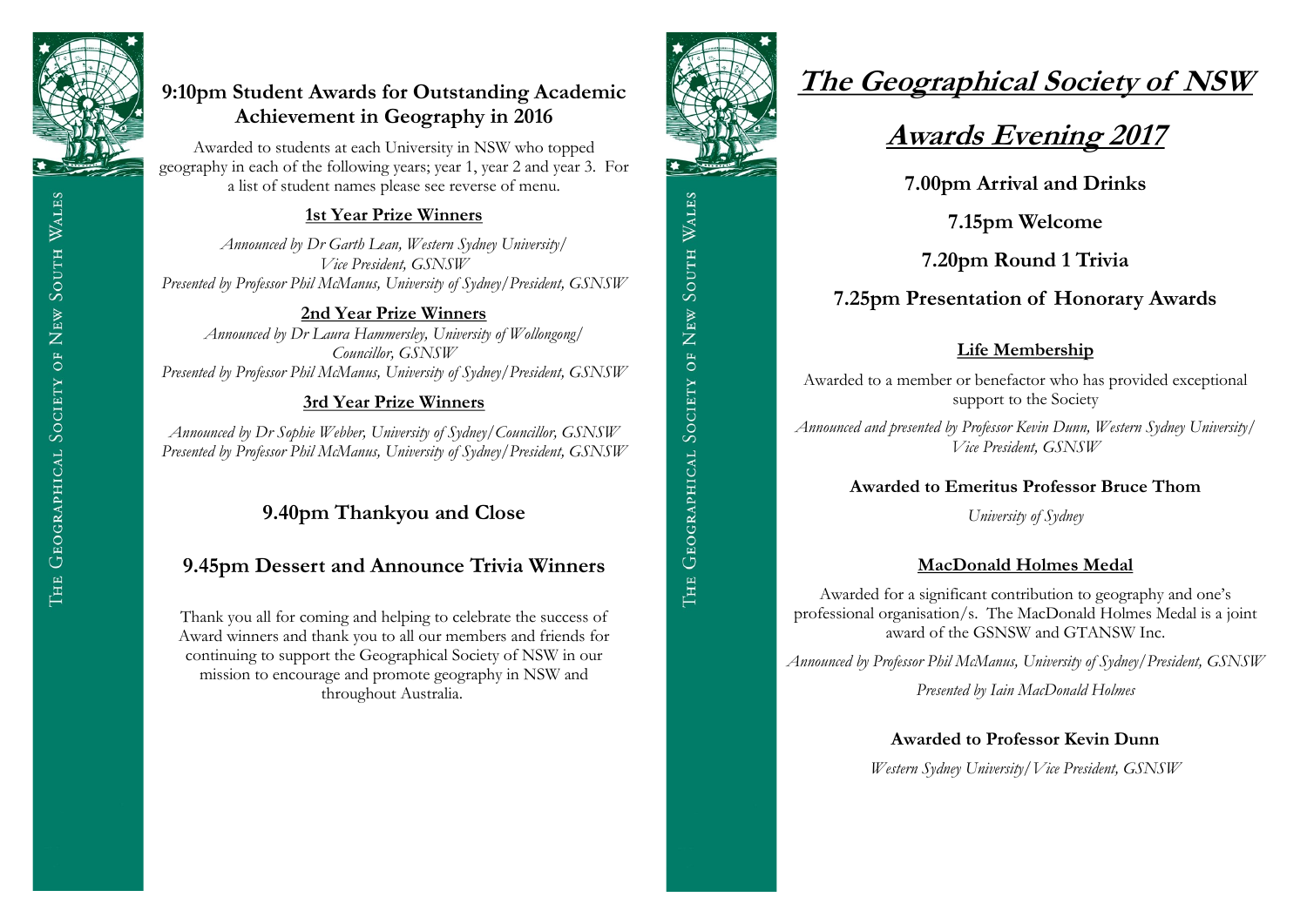# The Geographical Society of NSW

# Awards Evening 2017

**7.00pm Arrival and Drinks**

**7.15pm Welcome**

**7.20pm Round 1 Trivia**

## 7.25pm Presentation of Honorary Awards

### Life Membership

Awarded to a member or benefactor who has provided exceptional support to the Society

*Announced and presented by Professor Kevin Dunn, Western Sydney University/ Vice President, GSNSW*

**Awarded to Emeritus Professor Bruce Thom**

*University of Sydney*

### MacDonald Holmes Medal

Awarded for a significant contribution to geography and one's professional organisation/s. The MacDonald Holmes Medal is a joint award of the GSNSW and GTANSW Inc.

*Announced by Professor Phil McManus, University of Sydney/President, GSNSW*

*Presented by Iain MacDonald Holmes*

**Awarded to Professor Kevin Dunn**

*Western Sydney University/Vice President, GSNSW*

## 9:10pm Student Awards for Outstanding Academic Achievement in Geography in 2016

Awarded to students at each University in NSW who topped geography in each of the following years; year 1, year 2 and year 3. For a list of student names please see reverse of menu.

### 1st Year Prize Winners

*Announced by Dr Garth Lean, Western Sydney University/ Vice President, GSNSW*
*Presented by Professor Phil McManus, University of Sydney/President, GSNSW*

### 2nd Year Prize Winners

*Announced by Dr Laura Hammersley, University of Wollongong/ Councillor, GSNSW*
*Presented by Professor Phil McManus, University of Sydney/President, GSNSW*

### 3rd Year Prize Winners

*Announced by Dr Sophie Webber, University of Sydney/Councillor, GSNSW*
*Presented by Professor Phil McManus, University of Sydney/President, GSNSW*

## 9.40pm Thankyou and Close

## 9.45pm Dessert and Announce Trivia Winners

Thank you all for coming and helping to celebrate the success of Award winners and thank you to all our members and friends for continuing to support the Geographical Society of NSW in our mission to encourage and promote geography in NSW and throughout Australia.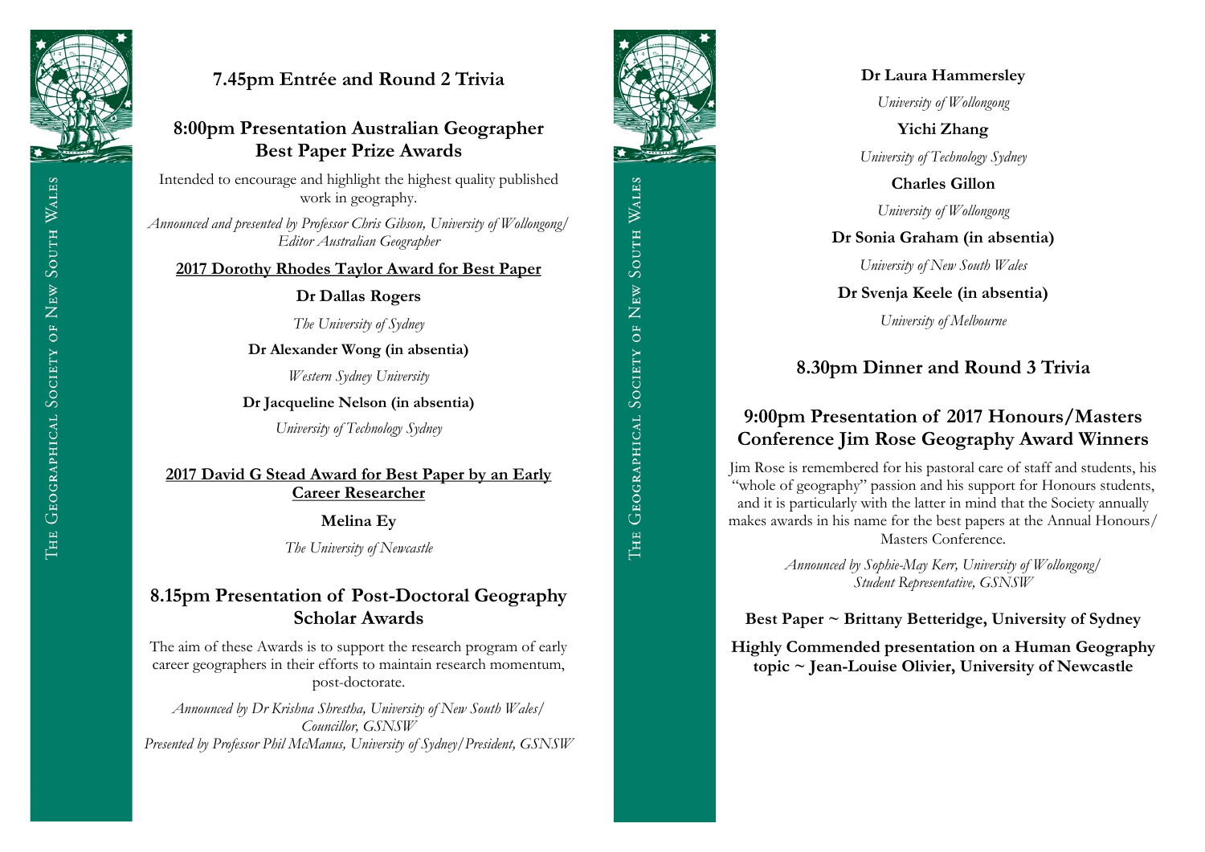## 7.45pm Entrée and Round 2 Trivia

## 8:00pm Presentation Australian Geographer Best Paper Prize Awards

Intended to encourage and highlight the highest quality published work in geography.

*Announced and presented by Professor Chris Gibson, University of Wollongong/ Editor Australian Geographer*

**2017 Dorothy Rhodes Taylor Award for Best Paper**

**Dr Dallas Rogers**

*The University of Sydney*

**Dr Alexander Wong (in absentia)**

*Western Sydney University*

**Dr Jacqueline Nelson (in absentia)**

*University of Technology Sydney*

**2017 David G Stead Award for Best Paper by an Early Career Researcher**

**Melina Ey**

*The University of Newcastle*

## 8.15pm Presentation of Post-Doctoral Geography Scholar Awards

The aim of these Awards is to support the research program of early career geographers in their efforts to maintain research momentum, post-doctorate.

*Announced by Dr Krishna Shrestha, University of New South Wales/ Councillor, GSNSW*
*Presented by Professor Phil McManus, University of Sydney/President, GSNSW*

**Dr Laura Hammersley**

*University of Wollongong*

**Yichi Zhang**

*University of Technology Sydney*

**Charles Gillon**

*University of Wollongong*

**Dr Sonia Graham (in absentia)**

*University of New South Wales*

**Dr Svenja Keele (in absentia)**

*University of Melbourne*

## 8.30pm Dinner and Round 3 Trivia

## 9:00pm Presentation of 2017 Honours/Masters Conference Jim Rose Geography Award Winners

Jim Rose is remembered for his pastoral care of staff and students, his "whole of geography" passion and his support for Honours students, and it is particularly with the latter in mind that the Society annually makes awards in his name for the best papers at the Annual Honours/ Masters Conference.

*Announced by Sophie-May Kerr, University of Wollongong/ Student Representative, GSNSW*

**Best Paper ~ Brittany Betteridge, University of Sydney**

**Highly Commended presentation on a Human Geography topic ~ Jean-Louise Olivier, University of Newcastle**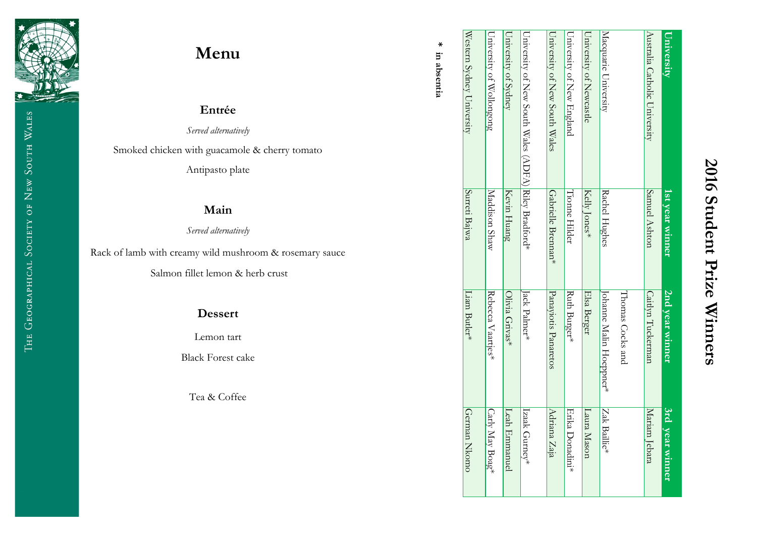The Geographical Society of New South Wales

# Menu

### Entrée

*Served alternatively*

Smoked chicken with guacamole & cherry tomato

Antipasto plate

### Main

*Served alternatively*

Rack of lamb with creamy wild mushroom & rosemary sauce

Salmon fillet lemon & herb crust

### Dessert

Lemon tart

Black Forest cake

Tea & Coffee

# 2016 Student Prize Winners

| University | 1st year winner | 2nd year winner | 3rd year winner |
|---|---|---|---|
| Australia Catholic University | Samuel Ashton | Caitlyn Tuckerman | Mariam Jebara |
| Macquarie University | Rachel Hughes | Thomas Cocks and Johanne Malin Hoeppner* | Zak Baillie* |
| University of Newcastle | Kelly Jones* | Elsa Berger | Laura Mason |
| University of New England | Tionne Hilder | Ruth Burger* | Erika Donadini* |
| University of New South Wales | Gabrielle Brennan* | Panayiotis Panaretos | Adriana Zaja |
| University of New South Wales (ADFA) | Riley Bradford* | Jack Palmer* | Izaak Gurney* |
| University of Sydney | Kevin Huang | Olivia Grivas* | Leah Emmanuel |
| University of Wollongong | Maddison Shaw | Rebecca Vaartjes* | Carly May Boag* |
| Western Sydney University | Surreti Bajwa | Liam Butler* | German Nkomo |

**\* in absentia**